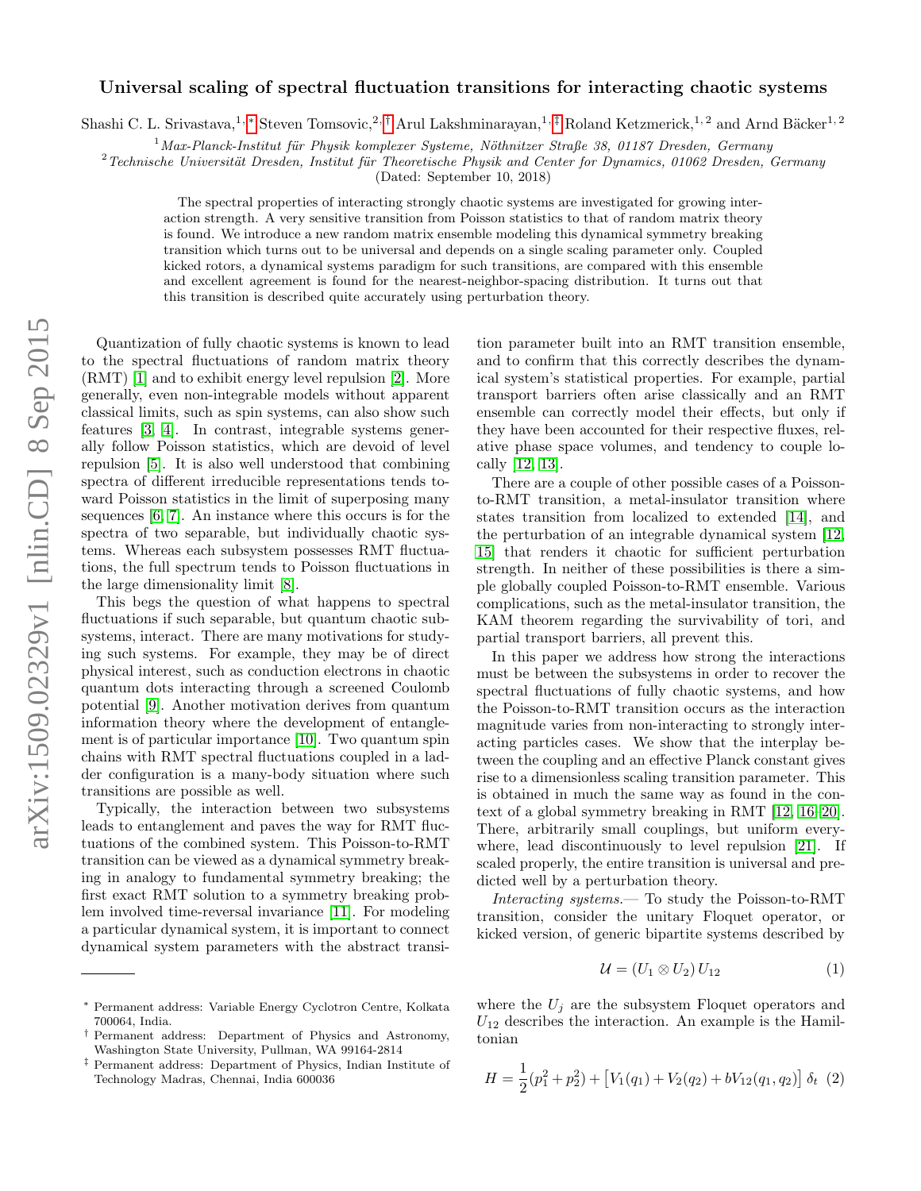# Universal scaling of spectral fluctuation transitions for interacting chaotic systems

Shashi C. L. Srivastava,[1,*] Steven Tomsovic,[2,†] Arul Lakshminarayan,[1,‡] Roland Ketzmerick,[1,2] and Arnd Bäcker[1,2]

[1] *Max-Planck-Institut für Physik komplexer Systeme, Nöthnitzer Straße 38, 01187 Dresden, Germany*

[2] *Technische Universität Dresden, Institut für Theoretische Physik and Center for Dynamics, 01062 Dresden, Germany*

(Dated: September 10, 2018)

The spectral properties of interacting strongly chaotic systems are investigated for growing interaction strength. A very sensitive transition from Poisson statistics to that of random matrix theory is found. We introduce a new random matrix ensemble modeling this dynamical symmetry breaking transition which turns out to be universal and depends on a single scaling parameter only. Coupled kicked rotors, a dynamical systems paradigm for such transitions, are compared with this ensemble and excellent agreement is found for the nearest-neighbor-spacing distribution. It turns out that this transition is described quite accurately using perturbation theory.

Quantization of fully chaotic systems is known to lead to the spectral fluctuations of random matrix theory (RMT) [1] and to exhibit energy level repulsion [2]. More generally, even non-integrable models without apparent classical limits, such as spin systems, can also show such features [3, 4]. In contrast, integrable systems generally follow Poisson statistics, which are devoid of level repulsion [5]. It is also well understood that combining spectra of different irreducible representations tends toward Poisson statistics in the limit of superposing many sequences [6, 7]. An instance where this occurs is for the spectra of two separable, but individually chaotic systems. Whereas each subsystem possesses RMT fluctuations, the full spectrum tends to Poisson fluctuations in the large dimensionality limit [8].

This begs the question of what happens to spectral fluctuations if such separable, but quantum chaotic subsystems, interact. There are many motivations for studying such systems. For example, they may be of direct physical interest, such as conduction electrons in chaotic quantum dots interacting through a screened Coulomb potential [9]. Another motivation derives from quantum information theory where the development of entanglement is of particular importance [10]. Two quantum spin chains with RMT spectral fluctuations coupled in a ladder configuration is a many-body situation where such transitions are possible as well.

Typically, the interaction between two subsystems leads to entanglement and paves the way for RMT fluctuations of the combined system. This Poisson-to-RMT transition can be viewed as a dynamical symmetry breaking in analogy to fundamental symmetry breaking; the first exact RMT solution to a symmetry breaking problem involved time-reversal invariance [11]. For modeling a particular dynamical system, it is important to connect dynamical system parameters with the abstract transition parameter built into an RMT transition ensemble, and to confirm that this correctly describes the dynamical system's statistical properties. For example, partial transport barriers often arise classically and an RMT ensemble can correctly model their effects, but only if they have been accounted for their respective fluxes, relative phase space volumes, and tendency to couple locally [12, 13].

There are a couple of other possible cases of a Poisson-to-RMT transition, a metal-insulator transition where states transition from localized to extended [14], and the perturbation of an integrable dynamical system [12, 15] that renders it chaotic for sufficient perturbation strength. In neither of these possibilities is there a simple globally coupled Poisson-to-RMT ensemble. Various complications, such as the metal-insulator transition, the KAM theorem regarding the survivability of tori, and partial transport barriers, all prevent this.

In this paper we address how strong the interactions must be between the subsystems in order to recover the spectral fluctuations of fully chaotic systems, and how the Poisson-to-RMT transition occurs as the interaction magnitude varies from non-interacting to strongly interacting particles cases. We show that the interplay between the coupling and an effective Planck constant gives rise to a dimensionless scaling transition parameter. This is obtained in much the same way as found in the context of a global symmetry breaking in RMT [12, 16–20]. There, arbitrarily small couplings, but uniform everywhere, lead discontinuously to level repulsion [21]. If scaled properly, the entire transition is universal and predicted well by a perturbation theory.

*Interacting systems.*— To study the Poisson-to-RMT transition, consider the unitary Floquet operator, or kicked version, of generic bipartite systems described by

$$\mathcal{U} = (U_1 \otimes U_2)\, U_{12} \tag{1}$$

where the $U_j$ are the subsystem Floquet operators and $U_{12}$ describes the interaction. An example is the Hamiltonian

$$H = \frac{1}{2}(p_1^2 + p_2^2) + \left[V_1(q_1) + V_2(q_2) + bV_{12}(q_1, q_2)\right] \delta_t \tag{2}$$

---

* Permanent address: Variable Energy Cyclotron Centre, Kolkata 700064, India.

† Permanent address: Department of Physics and Astronomy, Washington State University, Pullman, WA 99164-2814

‡ Permanent address: Department of Physics, Indian Institute of Technology Madras, Chennai, India 600036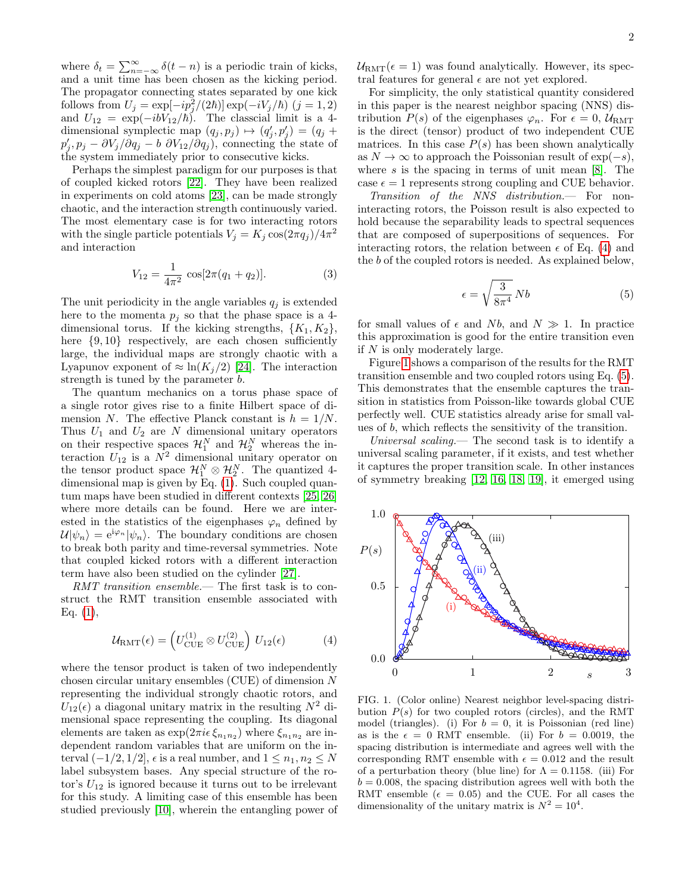where $\delta_t = \sum_{n=-\infty}^{\infty} \delta(t-n)$ is a periodic train of kicks, and a unit time has been chosen as the kicking period. The propagator connecting states separated by one kick follows from $U_j = \exp[-ip_j^2/(2\hbar)]\exp(-iV_j/\hbar)$ $(j = 1, 2)$ and $U_{12} = \exp(-ibV_{12}/\hbar)$. The classcial limit is a 4-dimensional symplectic map $(q_j, p_j) \mapsto (q_j', p_j') = (q_j + p_j', p_j - \partial V_j/\partial q_j - b\ \partial V_{12}/\partial q_j)$, connecting the state of the system immediately prior to consecutive kicks.

Perhaps the simplest paradigm for our purposes is that of coupled kicked rotors [22]. They have been realized in experiments on cold atoms [23], can be made strongly chaotic, and the interaction strength continuously varied. The most elementary case is for two interacting rotors with the single particle potentials $V_j = K_j \cos(2\pi q_j)/4\pi^2$ and interaction

$$V_{12} = \frac{1}{4\pi^2}\cos[2\pi(q_1 + q_2)]. \quad (3)$$

The unit periodicity in the angle variables $q_j$ is extended here to the momenta $p_j$ so that the phase space is a 4-dimensional torus. If the kicking strengths, $\{K_1, K_2\}$, here $\{9, 10\}$ respectively, are each chosen sufficiently large, the individual maps are strongly chaotic with a Lyapunov exponent of $\approx \ln(K_j/2)$ [24]. The interaction strength is tuned by the parameter $b$.

The quantum mechanics on a torus phase space of a single rotor gives rise to a finite Hilbert space of dimension $N$. The effective Planck constant is $h = 1/N$. Thus $U_1$ and $U_2$ are $N$ dimensional unitary operators on their respective spaces $\mathcal{H}_1^N$ and $\mathcal{H}_2^N$ whereas the interaction $U_{12}$ is a $N^2$ dimensional unitary operator on the tensor product space $\mathcal{H}_1^N \otimes \mathcal{H}_2^N$. The quantized 4-dimensional map is given by Eq. (1). Such coupled quantum maps have been studied in different contexts [25, 26] where more details can be found. Here we are interested in the statistics of the eigenphases $\varphi_n$ defined by $\mathcal{U}|\psi_n\rangle = e^{i\varphi_n}|\psi_n\rangle$. The boundary conditions are chosen to break both parity and time-reversal symmetries. Note that coupled kicked rotors with a different interaction term have also been studied on the cylinder [27].

*RMT transition ensemble.*— The first task is to construct the RMT transition ensemble associated with Eq. (1),

$$\mathcal{U}_{\rm RMT}(\epsilon) = \left(U_{\rm CUE}^{(1)} \otimes U_{\rm CUE}^{(2)}\right) U_{12}(\epsilon) \quad (4)$$

where the tensor product is taken of two independently chosen circular unitary ensembles (CUE) of dimension $N$ representing the individual strongly chaotic rotors, and $U_{12}(\epsilon)$ a diagonal unitary matrix in the resulting $N^2$ dimensional space representing the coupling. Its diagonal elements are taken as $\exp(2\pi i\epsilon\, \xi_{n_1 n_2})$ where $\xi_{n_1 n_2}$ are independent random variables that are uniform on the interval $(-1/2, 1/2]$, $\epsilon$ is a real number, and $1 \le n_1, n_2 \le N$ label subsystem bases. Any special structure of the rotor's $U_{12}$ is ignored because it turns out to be irrelevant for this study. A limiting case of this ensemble has been studied previously [10], wherein the entangling power of $\mathcal{U}_{\rm RMT}(\epsilon = 1)$ was found analytically. However, its spectral features for general $\epsilon$ are not yet explored.

For simplicity, the only statistical quantity considered in this paper is the nearest neighbor spacing (NNS) distribution $P(s)$ of the eigenphases $\varphi_n$. For $\epsilon = 0$, $\mathcal{U}_{\rm RMT}$ is the direct (tensor) product of two independent CUE matrices. In this case $P(s)$ has been shown analytically as $N \to \infty$ to approach the Poissonian result of $\exp(-s)$, where $s$ is the spacing in terms of unit mean [8]. The case $\epsilon = 1$ represents strong coupling and CUE behavior.

*Transition of the NNS distribution.*— For non-interacting rotors, the Poisson result is also expected to hold because the separability leads to spectral sequences that are composed of superpositions of sequences. For interacting rotors, the relation between $\epsilon$ of Eq. (4) and the $b$ of the coupled rotors is needed. As explained below,

$$\epsilon = \sqrt{\frac{3}{8\pi^4}}\, Nb \quad (5)$$

for small values of $\epsilon$ and $Nb$, and $N \gg 1$. In practice this approximation is good for the entire transition even if $N$ is only moderately large.

Figure 1 shows a comparison of the results for the RMT transition ensemble and two coupled rotors using Eq. (5). This demonstrates that the ensemble captures the transition in statistics from Poisson-like towards global CUE perfectly well. CUE statistics already arise for small values of $b$, which reflects the sensitivity of the transition.

*Universal scaling.*— The second task is to identify a universal scaling parameter, if it exists, and test whether it captures the proper transition scale. In other instances of symmetry breaking [12, 16, 18, 19], it emerged using

1.0
0.5
0.0
$P(s)$
0
1
2
3
$s$
(i)
(ii)
(iii)

FIG. 1. (Color online) Nearest neighbor level-spacing distribution $P(s)$ for two coupled rotors (circles), and the RMT model (triangles). (i) For $b = 0$, it is Poissonian (red line) as is the $\epsilon = 0$ RMT ensemble. (ii) For $b = 0.0019$, the spacing distribution is intermediate and agrees well with the corresponding RMT ensemble with $\epsilon = 0.012$ and the result of a perturbation theory (blue line) for $\Lambda = 0.1158$. (iii) For $b = 0.008$, the spacing distribution agrees well with both the RMT ensemble ($\epsilon = 0.05$) and the CUE. For all cases the dimensionality of the unitary matrix is $N^2 = 10^4$.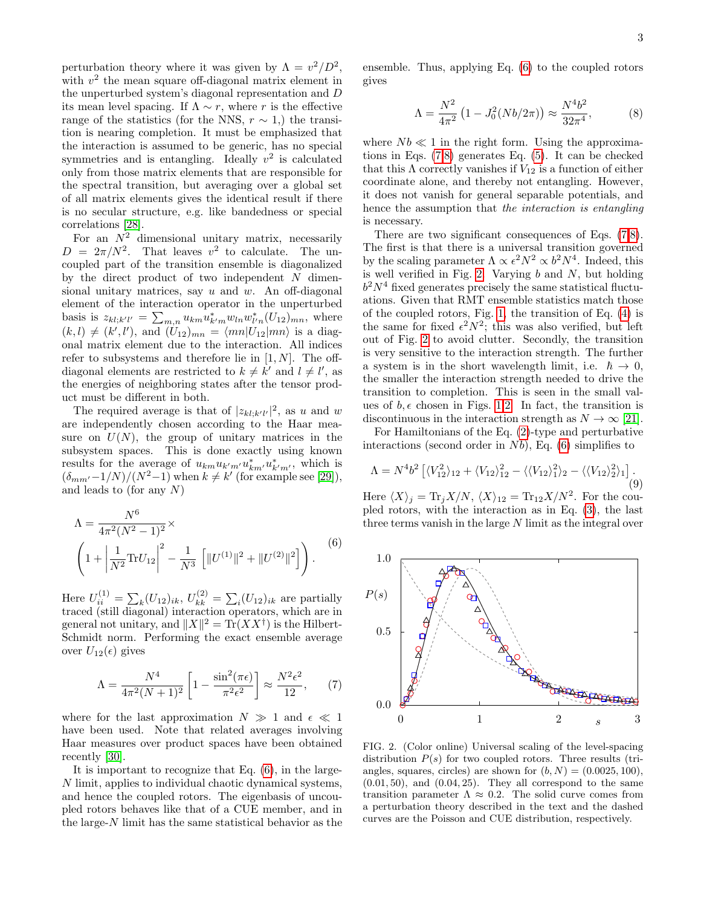perturbation theory where it was given by $\Lambda = v^2/D^2$, with $v^2$ the mean square off-diagonal matrix element in the unperturbed system's diagonal representation and $D$ its mean level spacing. If $\Lambda \sim r$, where $r$ is the effective range of the statistics (for the NNS, $r \sim 1$,) the transition is nearing completion. It must be emphasized that the interaction is assumed to be generic, has no special symmetries and is entangling. Ideally $v^2$ is calculated only from those matrix elements that are responsible for the spectral transition, but averaging over a global set of all matrix elements gives the identical result if there is no secular structure, e.g. like bandedness or special correlations [28].

For an $N^2$ dimensional unitary matrix, necessarily $D = 2\pi/N^2$. That leaves $v^2$ to calculate. The uncoupled part of the transition ensemble is diagonalized by the direct product of two independent $N$ dimensional unitary matrices, say $u$ and $w$. An off-diagonal element of the interaction operator in the unperturbed basis is $z_{kl;k'l'} = \sum_{m,n} u_{km} u^*_{k'm} w_{ln} w^*_{l'n} (U_{12})_{mn}$, where $(k,l) \neq (k',l')$, and $(U_{12})_{mn} = \langle mn|U_{12}|mn\rangle$ is a diagonal matrix element due to the interaction. All indices refer to subsystems and therefore lie in $[1, N]$. The off-diagonal elements are restricted to $k \neq k'$ and $l \neq l'$, as the energies of neighboring states after the tensor product must be different in both.

The required average is that of $|z_{kl;k'l'}|^2$, as $u$ and $w$ are independently chosen according to the Haar measure on $U(N)$, the group of unitary matrices in the subsystem spaces. This is done exactly using known results for the average of $u_{km} u_{k'm'} u^*_{km'} u^*_{k'm'}$, which is $(\delta_{mm'} - 1/N)/(N^2-1)$ when $k \neq k'$ (for example see [29]), and leads to (for any $N$)

$$
\Lambda = \frac{N^6}{4\pi^2 (N^2-1)^2} \times \left( 1 + \left| \frac{1}{N^2} \mathrm{Tr} U_{12} \right|^2 - \frac{1}{N^3} \left[ \|U^{(1)}\|^2 + \|U^{(2)}\|^2 \right] \right). \tag{6}
$$

Here $U^{(1)}_{ii} = \sum_k (U_{12})_{ik}$, $U^{(2)}_{kk} = \sum_i (U_{12})_{ik}$ are partially traced (still diagonal) interaction operators, which are in general not unitary, and $\|X\|^2 = \mathrm{Tr}(XX^\dagger)$ is the Hilbert-Schmidt norm. Performing the exact ensemble average over $U_{12}(\epsilon)$ gives

$$
\Lambda = \frac{N^4}{4\pi^2 (N+1)^2} \left[ 1 - \frac{\sin^2(\pi\epsilon)}{\pi^2 \epsilon^2} \right] \approx \frac{N^2 \epsilon^2}{12}, \tag{7}
$$

where for the last approximation $N \gg 1$ and $\epsilon \ll 1$ have been used. Note that related averages involving Haar measures over product spaces have been obtained recently [30].

It is important to recognize that Eq. (6), in the large-$N$ limit, applies to individual chaotic dynamical systems, and hence the coupled rotors. The eigenbasis of uncoupled rotors behaves like that of a CUE member, and in the large-$N$ limit has the same statistical behavior as the ensemble. Thus, applying Eq. (6) to the coupled rotors gives

$$
\Lambda = \frac{N^2}{4\pi^2} \left( 1 - J_0^2(Nb/2\pi) \right) \approx \frac{N^4 b^2}{32\pi^4}, \tag{8}
$$

where $Nb \ll 1$ in the right form. Using the approximations in Eqs. (7,8) generates Eq. (5). It can be checked that this $\Lambda$ correctly vanishes if $V_{12}$ is a function of either coordinate alone, and thereby not entangling. However, it does not vanish for general separable potentials, and hence the assumption that *the interaction is entangling* is necessary.

There are two significant consequences of Eqs. (7,8). The first is that there is a universal transition governed by the scaling parameter $\Lambda \propto \epsilon^2 N^2 \propto b^2 N^4$. Indeed, this is well verified in Fig. 2. Varying $b$ and $N$, but holding $b^2 N^4$ fixed generates precisely the same statistical fluctuations. Given that RMT ensemble statistics match those of the coupled rotors, Fig. 1, the transition of Eq. (4) is the same for fixed $\epsilon^2 N^2$; this was also verified, but left out of Fig. 2 to avoid clutter. Secondly, the transition is very sensitive to the interaction strength. The further a system is in the short wavelength limit, i.e. $\hbar \to 0$, the smaller the interaction strength needed to drive the transition to completion. This is seen in the small values of $b, \epsilon$ chosen in Figs. 1,2. In fact, the transition is discontinuous in the interaction strength as $N \to \infty$ [21].

For Hamiltonians of the Eq. (2)-type and perturbative interactions (second order in $Nb$), Eq. (6) simplifies to

$$
\Lambda = N^4 b^2 \left[ \langle V_{12}^2 \rangle_{12} + \langle V_{12} \rangle_{12}^2 - \langle \langle V_{12} \rangle_1^2 \rangle_2 - \langle \langle V_{12} \rangle_2^2 \rangle_1 \right]. \tag{9}
$$

Here $\langle X \rangle_j = \mathrm{Tr}_j X/N$, $\langle X \rangle_{12} = \mathrm{Tr}_{12} X/N^2$. For the coupled rotors, with the interaction as in Eq. (3), the last three terms vanish in the large $N$ limit as the integral over

1.0
$P(s)$
0.5
0.0
0
1
2
$s$
3

FIG. 2. (Color online) Universal scaling of the level-spacing distribution $P(s)$ for two coupled rotors. Three results (triangles, squares, circles) are shown for $(b, N) = (0.0025, 100)$, $(0.01, 50)$, and $(0.04, 25)$. They all correspond to the same transition parameter $\Lambda \approx 0.2$. The solid curve comes from a perturbation theory described in the text and the dashed curves are the Poisson and CUE distribution, respectively.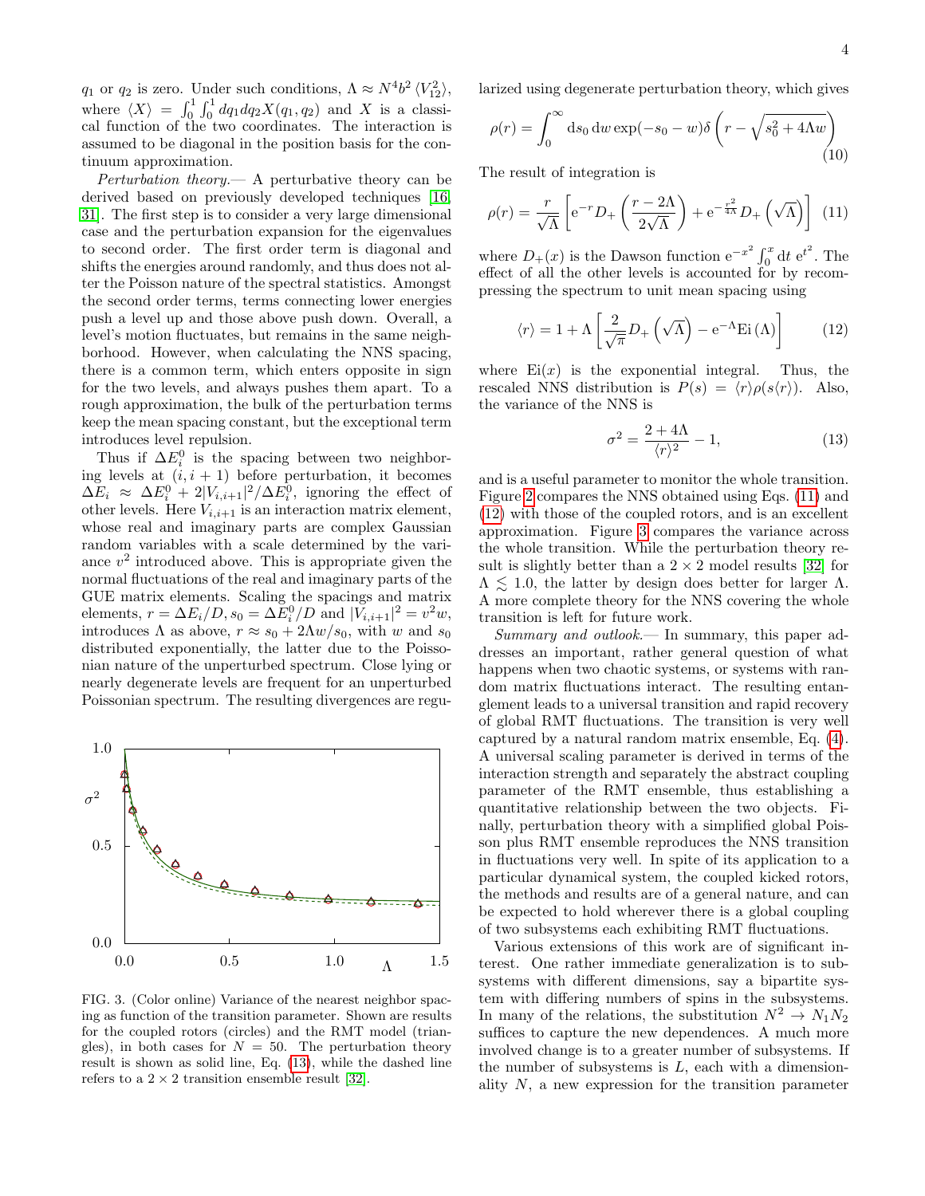$q_1$ or $q_2$ is zero. Under such conditions, $\Lambda \approx N^4 b^2 \langle V_{12}^2 \rangle$, where $\langle X \rangle = \int_0^1 \int_0^1 dq_1 dq_2 X(q_1, q_2)$ and $X$ is a classical function of the two coordinates. The interaction is assumed to be diagonal in the position basis for the continuum approximation.

*Perturbation theory.*— A perturbative theory can be derived based on previously developed techniques [16, 31]. The first step is to consider a very large dimensional case and the perturbation expansion for the eigenvalues to second order. The first order term is diagonal and shifts the energies around randomly, and thus does not alter the Poisson nature of the spectral statistics. Amongst the second order terms, terms connecting lower energies push a level up and those above push down. Overall, a level's motion fluctuates, but remains in the same neighborhood. However, when calculating the NNS spacing, there is a common term, which enters opposite in sign for the two levels, and always pushes them apart. To a rough approximation, the bulk of the perturbation terms keep the mean spacing constant, but the exceptional term introduces level repulsion.

Thus if $\Delta E_i^0$ is the spacing between two neighboring levels at $(i, i+1)$ before perturbation, it becomes $\Delta E_i \approx \Delta E_i^0 + 2|V_{i,i+1}|^2/\Delta E_i^0$, ignoring the effect of other levels. Here $V_{i,i+1}$ is an interaction matrix element, whose real and imaginary parts are complex Gaussian random variables with a scale determined by the variance $v^2$ introduced above. This is appropriate given the normal fluctuations of the real and imaginary parts of the GUE matrix elements. Scaling the spacings and matrix elements, $r = \Delta E_i/D$, $s_0 = \Delta E_i^0/D$ and $|V_{i,i+1}|^2 = v^2 w$, introduces $\Lambda$ as above, $r \approx s_0 + 2\Lambda w/s_0$, with $w$ and $s_0$ distributed exponentially, the latter due to the Poissonian nature of the unperturbed spectrum. Close lying or nearly degenerate levels are frequent for an unperturbed Poissonian spectrum. The resulting divergences are regularized using degenerate perturbation theory, which gives

$$\rho(r) = \int_0^\infty \mathrm{d}s_0 \, \mathrm{d}w \exp(-s_0 - w) \delta\left(r - \sqrt{s_0^2 + 4\Lambda w}\right) \tag{10}$$

The result of integration is

$$\rho(r) = \frac{r}{\sqrt{\Lambda}} \left[ \mathrm{e}^{-r} D_+ \left( \frac{r - 2\Lambda}{2\sqrt{\Lambda}} \right) + \mathrm{e}^{-\frac{r^2}{4\Lambda}} D_+ \left( \sqrt{\Lambda} \right) \right] \tag{11}$$

where $D_+(x)$ is the Dawson function $\mathrm{e}^{-x^2} \int_0^x \mathrm{d}t \, \mathrm{e}^{t^2}$. The effect of all the other levels is accounted for by recompressing the spectrum to unit mean spacing using

$$\langle r \rangle = 1 + \Lambda \left[ \frac{2}{\sqrt{\pi}} D_+ \left( \sqrt{\Lambda} \right) - \mathrm{e}^{-\Lambda} \mathrm{Ei}\left(\Lambda\right) \right] \tag{12}$$

where $\mathrm{Ei}(x)$ is the exponential integral. Thus, the rescaled NNS distribution is $P(s) = \langle r \rangle \rho(s \langle r \rangle)$. Also, the variance of the NNS is

$$\sigma^2 = \frac{2 + 4\Lambda}{\langle r \rangle^2} - 1, \tag{13}$$

and is a useful parameter to monitor the whole transition. Figure 2 compares the NNS obtained using Eqs. (11) and (12) with those of the coupled rotors, and is an excellent approximation. Figure 3 compares the variance across the whole transition. While the perturbation theory result is slightly better than a $2 \times 2$ model results [32] for $\Lambda \lesssim 1.0$, the latter by design does better for larger $\Lambda$. A more complete theory for the NNS covering the whole transition is left for future work.

1.0
$\sigma^2$
0.5
0.0
0.0
0.5
1.0
$\Lambda$
1.5

FIG. 3. (Color online) Variance of the nearest neighbor spacing as function of the transition parameter. Shown are results for the coupled rotors (circles) and the RMT model (triangles), in both cases for $N = 50$. The perturbation theory result is shown as solid line, Eq. (13), while the dashed line refers to a $2 \times 2$ transition ensemble result [32].

*Summary and outlook.*— In summary, this paper addresses an important, rather general question of what happens when two chaotic systems, or systems with random matrix fluctuations interact. The resulting entanglement leads to a universal transition and rapid recovery of global RMT fluctuations. The transition is very well captured by a natural random matrix ensemble, Eq. (4). A universal scaling parameter is derived in terms of the interaction strength and separately the abstract coupling parameter of the RMT ensemble, thus establishing a quantitative relationship between the two objects. Finally, perturbation theory with a simplified global Poisson plus RMT ensemble reproduces the NNS transition in fluctuations very well. In spite of its application to a particular dynamical system, the coupled kicked rotors, the methods and results are of a general nature, and can be expected to hold wherever there is a global coupling of two subsystems each exhibiting RMT fluctuations.

Various extensions of this work are of significant interest. One rather immediate generalization is to subsystems with different dimensions, say a bipartite system with differing numbers of spins in the subsystems. In many of the relations, the substitution $N^2 \to N_1 N_2$ suffices to capture the new dependences. A much more involved change is to a greater number of subsystems. If the number of subsystems is $L$, each with a dimensionality $N$, a new expression for the transition parameter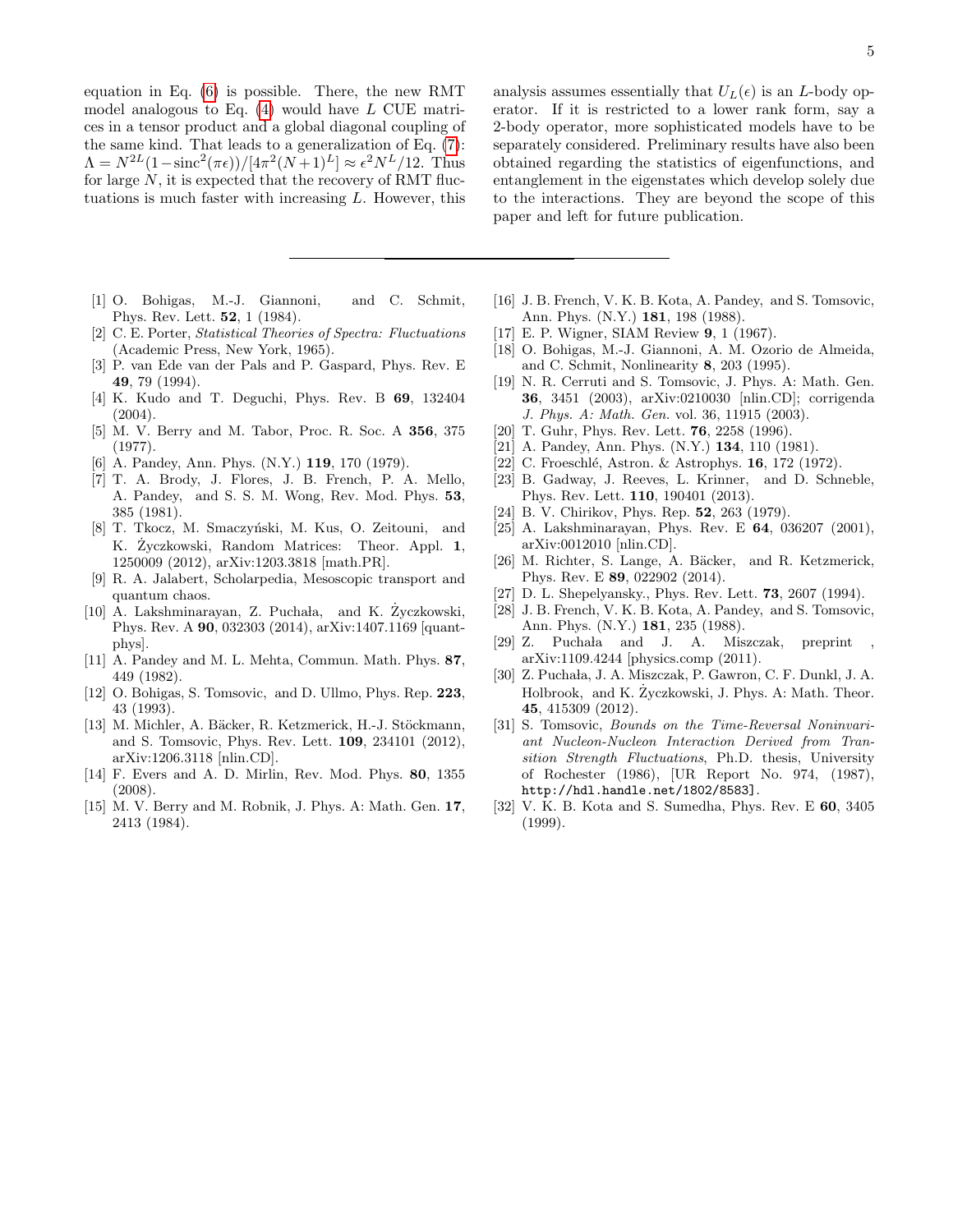equation in Eq. (6) is possible. There, the new RMT model analogous to Eq. (4) would have $L$ CUE matrices in a tensor product and a global diagonal coupling of the same kind. That leads to a generalization of Eq. (7): $\Lambda = N^{2L}(1-\mathrm{sinc}^2(\pi\epsilon))/[4\pi^2(N+1)^L] \approx \epsilon^2 N^L/12$. Thus for large $N$, it is expected that the recovery of RMT fluctuations is much faster with increasing $L$. However, this analysis assumes essentially that $U_L(\epsilon)$ is an $L$-body operator. If it is restricted to a lower rank form, say a 2-body operator, more sophisticated models have to be separately considered. Preliminary results have also been obtained regarding the statistics of eigenfunctions, and entanglement in the eigenstates which develop solely due to the interactions. They are beyond the scope of this paper and left for future publication.

---

[1] O. Bohigas, M.-J. Giannoni, and C. Schmit, Phys. Rev. Lett. **52**, 1 (1984).

[2] C. E. Porter, *Statistical Theories of Spectra: Fluctuations* (Academic Press, New York, 1965).

[3] P. van Ede van der Pals and P. Gaspard, Phys. Rev. E **49**, 79 (1994).

[4] K. Kudo and T. Deguchi, Phys. Rev. B **69**, 132404 (2004).

[5] M. V. Berry and M. Tabor, Proc. R. Soc. A **356**, 375 (1977).

[6] A. Pandey, Ann. Phys. (N.Y.) **119**, 170 (1979).

[7] T. A. Brody, J. Flores, J. B. French, P. A. Mello, A. Pandey, and S. S. M. Wong, Rev. Mod. Phys. **53**, 385 (1981).

[8] T. Tkocz, M. Smaczyński, M. Kus, O. Zeitouni, and K. Życzkowski, Random Matrices: Theor. Appl. **1**, 1250009 (2012), arXiv:1203.3818 [math.PR].

[9] R. A. Jalabert, Scholarpedia, Mesoscopic transport and quantum chaos.

[10] A. Lakshminarayan, Z. Puchała, and K. Życzkowski, Phys. Rev. A **90**, 032303 (2014), arXiv:1407.1169 [quant-phys].

[11] A. Pandey and M. L. Mehta, Commun. Math. Phys. **87**, 449 (1982).

[12] O. Bohigas, S. Tomsovic, and D. Ullmo, Phys. Rep. **223**, 43 (1993).

[13] M. Michler, A. Bäcker, R. Ketzmerick, H.-J. Stöckmann, and S. Tomsovic, Phys. Rev. Lett. **109**, 234101 (2012), arXiv:1206.3118 [nlin.CD].

[14] F. Evers and A. D. Mirlin, Rev. Mod. Phys. **80**, 1355 (2008).

[15] M. V. Berry and M. Robnik, J. Phys. A: Math. Gen. **17**, 2413 (1984).

[16] J. B. French, V. K. B. Kota, A. Pandey, and S. Tomsovic, Ann. Phys. (N.Y.) **181**, 198 (1988).

[17] E. P. Wigner, SIAM Review **9**, 1 (1967).

[18] O. Bohigas, M.-J. Giannoni, A. M. Ozorio de Almeida, and C. Schmit, Nonlinearity **8**, 203 (1995).

[19] N. R. Cerruti and S. Tomsovic, J. Phys. A: Math. Gen. **36**, 3451 (2003), arXiv:0210030 [nlin.CD]; corrigenda *J. Phys. A: Math. Gen.* vol. 36, 11915 (2003).

[20] T. Guhr, Phys. Rev. Lett. **76**, 2258 (1996).

[21] A. Pandey, Ann. Phys. (N.Y.) **134**, 110 (1981).

[22] C. Froeschlé, Astron. & Astrophys. **16**, 172 (1972).

[23] B. Gadway, J. Reeves, L. Krinner, and D. Schneble, Phys. Rev. Lett. **110**, 190401 (2013).

[24] B. V. Chirikov, Phys. Rep. **52**, 263 (1979).

[25] A. Lakshminarayan, Phys. Rev. E **64**, 036207 (2001), arXiv:0012010 [nlin.CD].

[26] M. Richter, S. Lange, A. Bäcker, and R. Ketzmerick, Phys. Rev. E **89**, 022902 (2014).

[27] D. L. Shepelyansky., Phys. Rev. Lett. **73**, 2607 (1994).

[28] J. B. French, V. K. B. Kota, A. Pandey, and S. Tomsovic, Ann. Phys. (N.Y.) **181**, 235 (1988).

[29] Z. Puchała and J. A. Miszczak, preprint , arXiv:1109.4244 [physics.comp (2011).

[30] Z. Puchała, J. A. Miszczak, P. Gawron, C. F. Dunkl, J. A. Holbrook, and K. Życzkowski, J. Phys. A: Math. Theor. **45**, 415309 (2012).

[31] S. Tomsovic, *Bounds on the Time-Reversal Noninvariant Nucleon-Nucleon Interaction Derived from Transition Strength Fluctuations*, Ph.D. thesis, University of Rochester (1986), [UR Report No. 974, (1987), `http://hdl.handle.net/1802/8583`].

[32] V. K. B. Kota and S. Sumedha, Phys. Rev. E **60**, 3405 (1999).